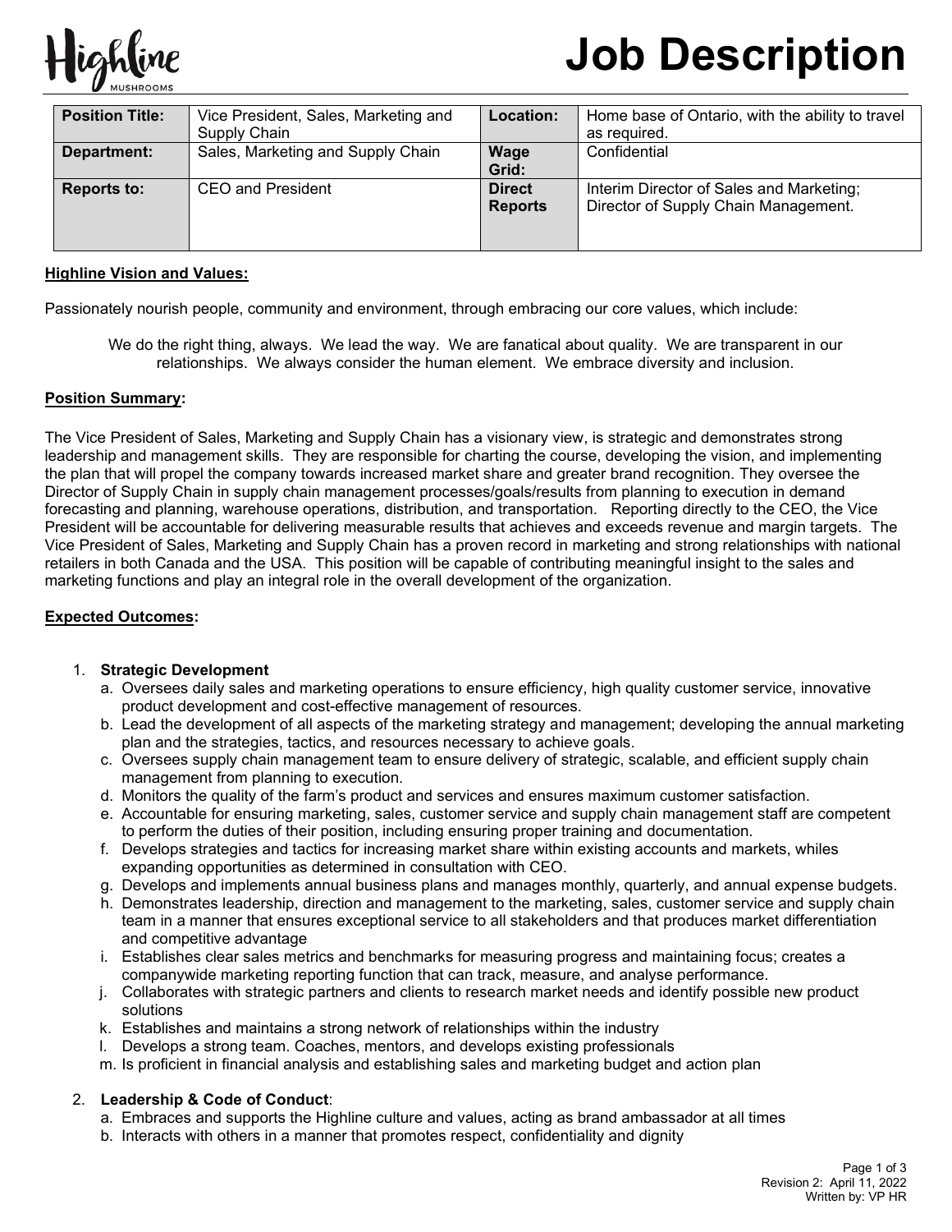# Job Description

| Position Title: | Vice President, Sales, Marketing and Supply Chain | Location: | Home base of Ontario, with the ability to travel as required. |
|---|---|---|---|
| Department: | Sales, Marketing and Supply Chain | Wage Grid: | Confidential |
| Reports to: | CEO and President | Direct Reports | Interim Director of Sales and Marketing; Director of Supply Chain Management. |

## Highline Vision and Values:

Passionately nourish people, community and environment, through embracing our core values, which include:

We do the right thing, always. We lead the way. We are fanatical about quality. We are transparent in our relationships. We always consider the human element. We embrace diversity and inclusion.

## Position Summary:

The Vice President of Sales, Marketing and Supply Chain has a visionary view, is strategic and demonstrates strong leadership and management skills. They are responsible for charting the course, developing the vision, and implementing the plan that will propel the company towards increased market share and greater brand recognition. They oversee the Director of Supply Chain in supply chain management processes/goals/results from planning to execution in demand forecasting and planning, warehouse operations, distribution, and transportation. Reporting directly to the CEO, the Vice President will be accountable for delivering measurable results that achieves and exceeds revenue and margin targets. The Vice President of Sales, Marketing and Supply Chain has a proven record in marketing and strong relationships with national retailers in both Canada and the USA. This position will be capable of contributing meaningful insight to the sales and marketing functions and play an integral role in the overall development of the organization.

## Expected Outcomes:

1. **Strategic Development**
   a. Oversees daily sales and marketing operations to ensure efficiency, high quality customer service, innovative product development and cost-effective management of resources.
   b. Lead the development of all aspects of the marketing strategy and management; developing the annual marketing plan and the strategies, tactics, and resources necessary to achieve goals.
   c. Oversees supply chain management team to ensure delivery of strategic, scalable, and efficient supply chain management from planning to execution.
   d. Monitors the quality of the farm's product and services and ensures maximum customer satisfaction.
   e. Accountable for ensuring marketing, sales, customer service and supply chain management staff are competent to perform the duties of their position, including ensuring proper training and documentation.
   f. Develops strategies and tactics for increasing market share within existing accounts and markets, whiles expanding opportunities as determined in consultation with CEO.
   g. Develops and implements annual business plans and manages monthly, quarterly, and annual expense budgets.
   h. Demonstrates leadership, direction and management to the marketing, sales, customer service and supply chain team in a manner that ensures exceptional service to all stakeholders and that produces market differentiation and competitive advantage
   i. Establishes clear sales metrics and benchmarks for measuring progress and maintaining focus; creates a companywide marketing reporting function that can track, measure, and analyse performance.
   j. Collaborates with strategic partners and clients to research market needs and identify possible new product solutions
   k. Establishes and maintains a strong network of relationships within the industry
   l. Develops a strong team. Coaches, mentors, and develops existing professionals
   m. Is proficient in financial analysis and establishing sales and marketing budget and action plan

2. **Leadership & Code of Conduct**:
   a. Embraces and supports the Highline culture and values, acting as brand ambassador at all times
   b. Interacts with others in a manner that promotes respect, confidentiality and dignity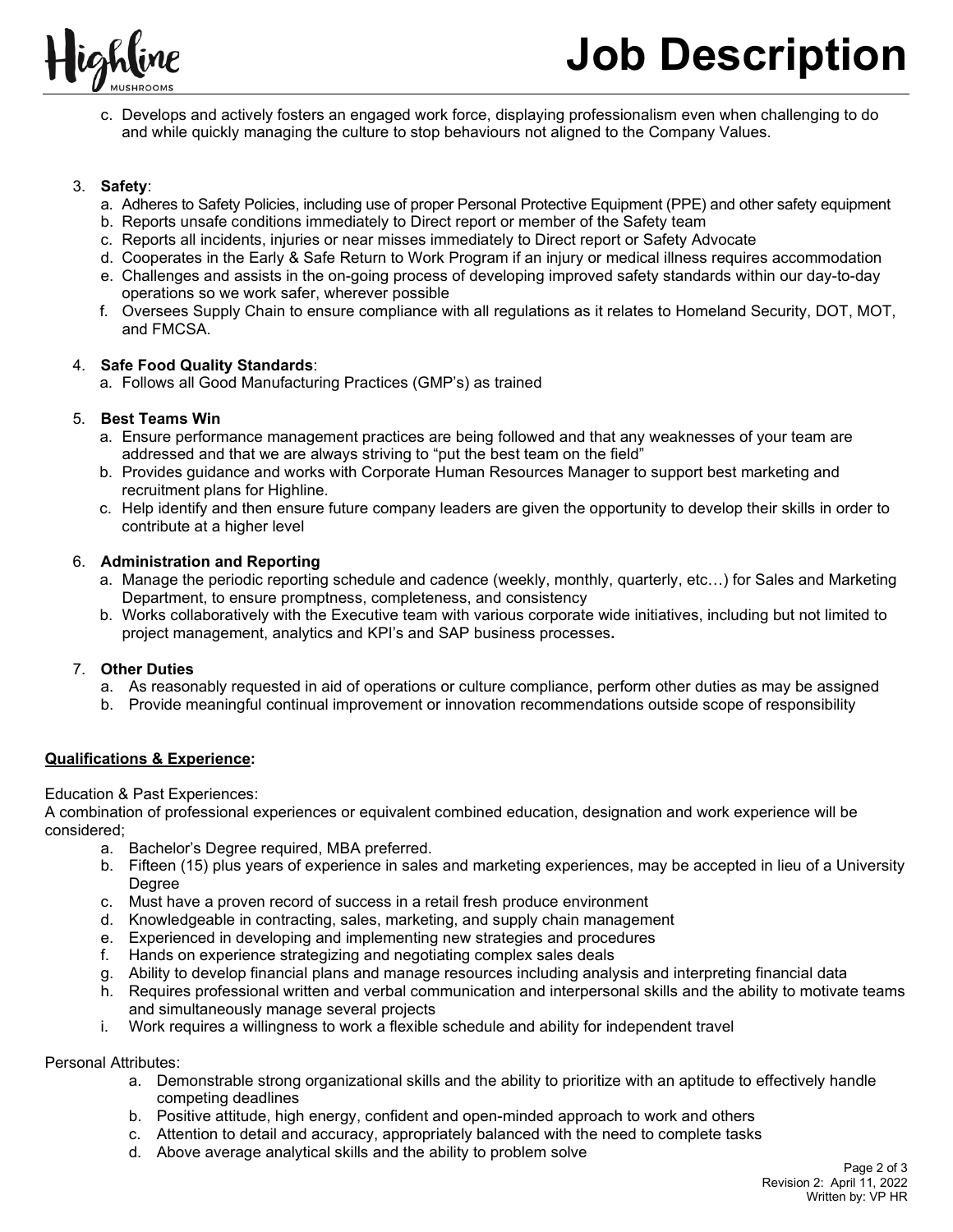c. Develops and actively fosters an engaged work force, displaying professionalism even when challenging to do and while quickly managing the culture to stop behaviours not aligned to the Company Values.

3. **Safety**:
   a. Adheres to Safety Policies, including use of proper Personal Protective Equipment (PPE) and other safety equipment
   b. Reports unsafe conditions immediately to Direct report or member of the Safety team
   c. Reports all incidents, injuries or near misses immediately to Direct report or Safety Advocate
   d. Cooperates in the Early & Safe Return to Work Program if an injury or medical illness requires accommodation
   e. Challenges and assists in the on-going process of developing improved safety standards within our day-to-day operations so we work safer, wherever possible
   f. Oversees Supply Chain to ensure compliance with all regulations as it relates to Homeland Security, DOT, MOT, and FMCSA.

4. **Safe Food Quality Standards**:
   a. Follows all Good Manufacturing Practices (GMP's) as trained

5. **Best Teams Win**
   a. Ensure performance management practices are being followed and that any weaknesses of your team are addressed and that we are always striving to "put the best team on the field"
   b. Provides guidance and works with Corporate Human Resources Manager to support best marketing and recruitment plans for Highline.
   c. Help identify and then ensure future company leaders are given the opportunity to develop their skills in order to contribute at a higher level

6. **Administration and Reporting**
   a. Manage the periodic reporting schedule and cadence (weekly, monthly, quarterly, etc…) for Sales and Marketing Department, to ensure promptness, completeness, and consistency
   b. Works collaboratively with the Executive team with various corporate wide initiatives, including but not limited to project management, analytics and KPI's and SAP business processes**.**

7. **Other Duties**
   a. As reasonably requested in aid of operations or culture compliance, perform other duties as may be assigned
   b. Provide meaningful continual improvement or innovation recommendations outside scope of responsibility

**Qualifications & Experience:**

Education & Past Experiences:
A combination of professional experiences or equivalent combined education, designation and work experience will be considered;

a. Bachelor's Degree required, MBA preferred.
b. Fifteen (15) plus years of experience in sales and marketing experiences, may be accepted in lieu of a University Degree
c. Must have a proven record of success in a retail fresh produce environment
d. Knowledgeable in contracting, sales, marketing, and supply chain management
e. Experienced in developing and implementing new strategies and procedures
f. Hands on experience strategizing and negotiating complex sales deals
g. Ability to develop financial plans and manage resources including analysis and interpreting financial data
h. Requires professional written and verbal communication and interpersonal skills and the ability to motivate teams and simultaneously manage several projects
i. Work requires a willingness to work a flexible schedule and ability for independent travel

Personal Attributes:

a. Demonstrable strong organizational skills and the ability to prioritize with an aptitude to effectively handle competing deadlines
b. Positive attitude, high energy, confident and open-minded approach to work and others
c. Attention to detail and accuracy, appropriately balanced with the need to complete tasks
d. Above average analytical skills and the ability to problem solve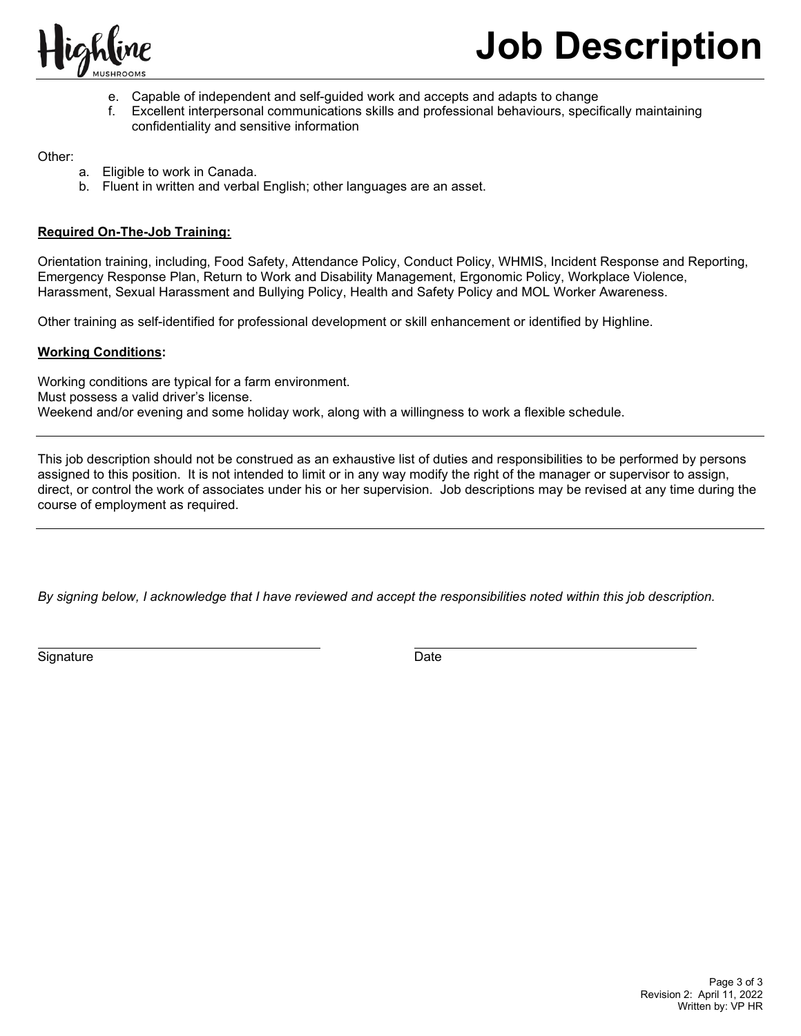e. Capable of independent and self-guided work and accepts and adapts to change
f. Excellent interpersonal communications skills and professional behaviours, specifically maintaining confidentiality and sensitive information

Other:

a. Eligible to work in Canada.
b. Fluent in written and verbal English; other languages are an asset.

**Required On-The-Job Training:**

Orientation training, including, Food Safety, Attendance Policy, Conduct Policy, WHMIS, Incident Response and Reporting, Emergency Response Plan, Return to Work and Disability Management, Ergonomic Policy, Workplace Violence, Harassment, Sexual Harassment and Bullying Policy, Health and Safety Policy and MOL Worker Awareness.

Other training as self-identified for professional development or skill enhancement or identified by Highline.

**Working Conditions:**

Working conditions are typical for a farm environment.
Must possess a valid driver's license.
Weekend and/or evening and some holiday work, along with a willingness to work a flexible schedule.

---

This job description should not be construed as an exhaustive list of duties and responsibilities to be performed by persons assigned to this position. It is not intended to limit or in any way modify the right of the manager or supervisor to assign, direct, or control the work of associates under his or her supervision. Job descriptions may be revised at any time during the course of employment as required.

---

*By signing below, I acknowledge that I have reviewed and accept the responsibilities noted within this job description.*

\_\_\_\_\_\_\_\_\_\_\_\_\_\_\_\_\_\_\_\_\_\_\_\_\_\_\_\_\_\_\_\_
Signature

\_\_\_\_\_\_\_\_\_\_\_\_\_\_\_\_\_\_\_\_\_\_\_\_\_\_\_\_\_\_\_\_
Date

Revision 2: April 11, 2022
Written by: VP HR